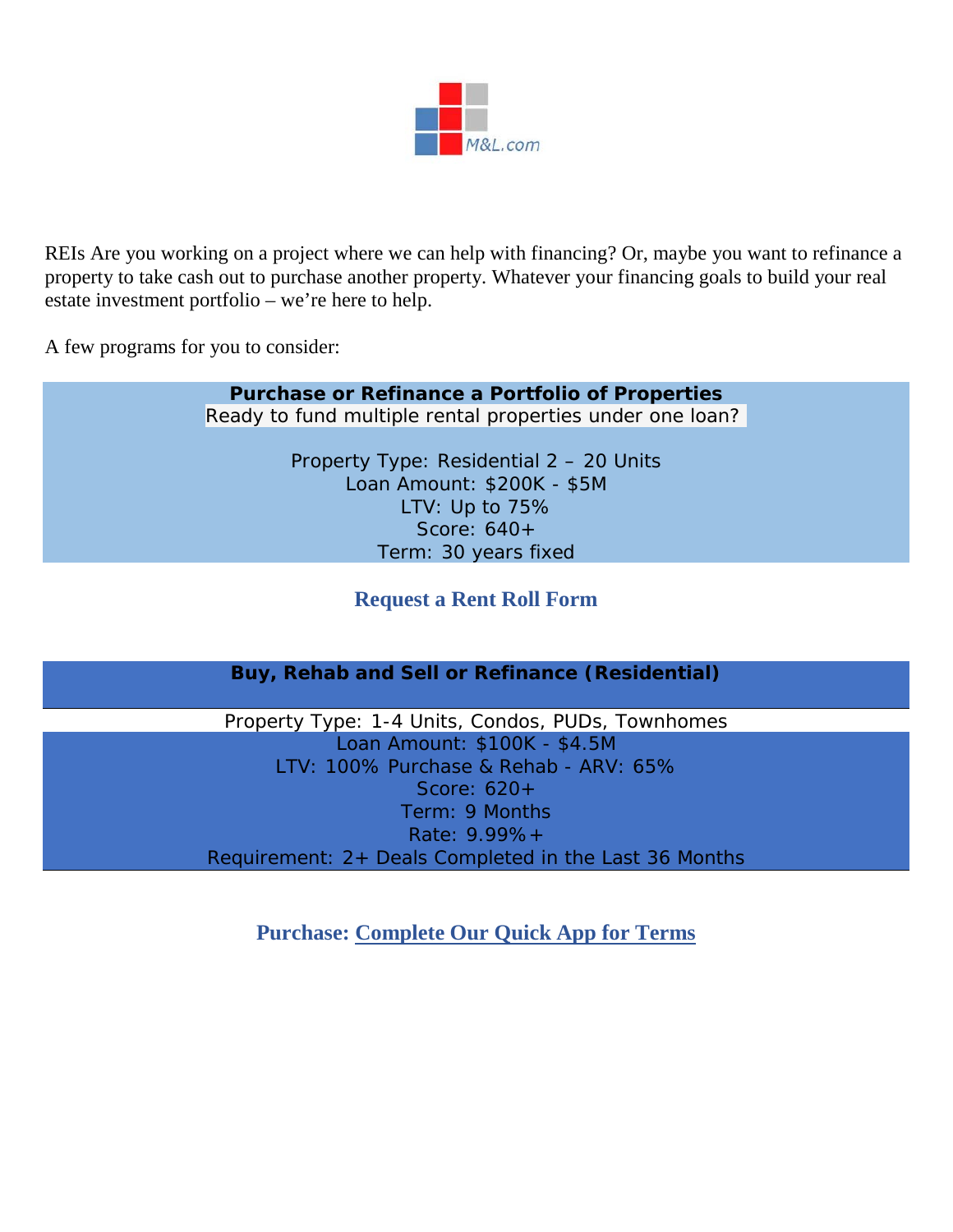M&L.com

REIs Are you working on a project where we can help with financing? Or, maybe you want to refinance a property to take cash out to purchase another property. Whatever your financing goals to build your real estate investment portfolio – we're here to help.

A few programs for you to consider:

**Purchase or Refinance a Portfolio of Properties**

Ready to fund multiple rental properties under one loan?

Property Type: Residential 2 – 20 Units
Loan Amount: $200K - $5M
LTV: Up to 75%
Score: 640+
Term: 30 years fixed

**Request a Rent Roll Form**

**Buy, Rehab and Sell or Refinance (Residential)**

Property Type: 1-4 Units, Condos, PUDs, Townhomes
Loan Amount: $100K - $4.5M
LTV: 100% Purchase & Rehab - ARV: 65%
Score: 620+
Term: 9 Months
Rate: 9.99%+
Requirement: 2+ Deals Completed in the Last 36 Months

**Purchase: Complete Our Quick App for Terms**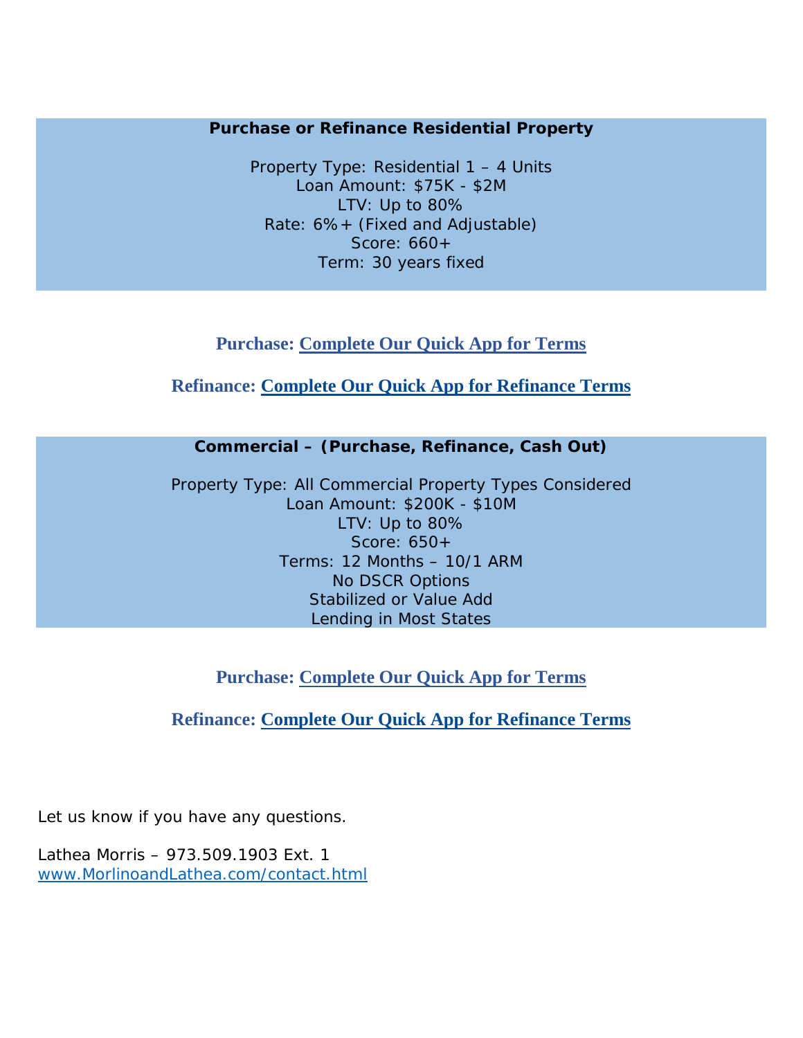**Purchase or Refinance Residential Property**

Property Type: Residential 1 – 4 Units
Loan Amount: $75K - $2M
LTV: Up to 80%
Rate: 6%+ (Fixed and Adjustable)
Score: 660+
Term: 30 years fixed

**Purchase: Complete Our Quick App for Terms**

**Refinance: Complete Our Quick App for Refinance Terms**

**Commercial – (Purchase, Refinance, Cash Out)**

Property Type: All Commercial Property Types Considered
Loan Amount: $200K - $10M
LTV: Up to 80%
Score: 650+
Terms: 12 Months – 10/1 ARM
No DSCR Options
Stabilized or Value Add
Lending in Most States

**Purchase: Complete Our Quick App for Terms**

**Refinance: Complete Our Quick App for Refinance Terms**

Let us know if you have any questions.

Lathea Morris – 973.509.1903 Ext. 1
www.MorlinoandLathea.com/contact.html